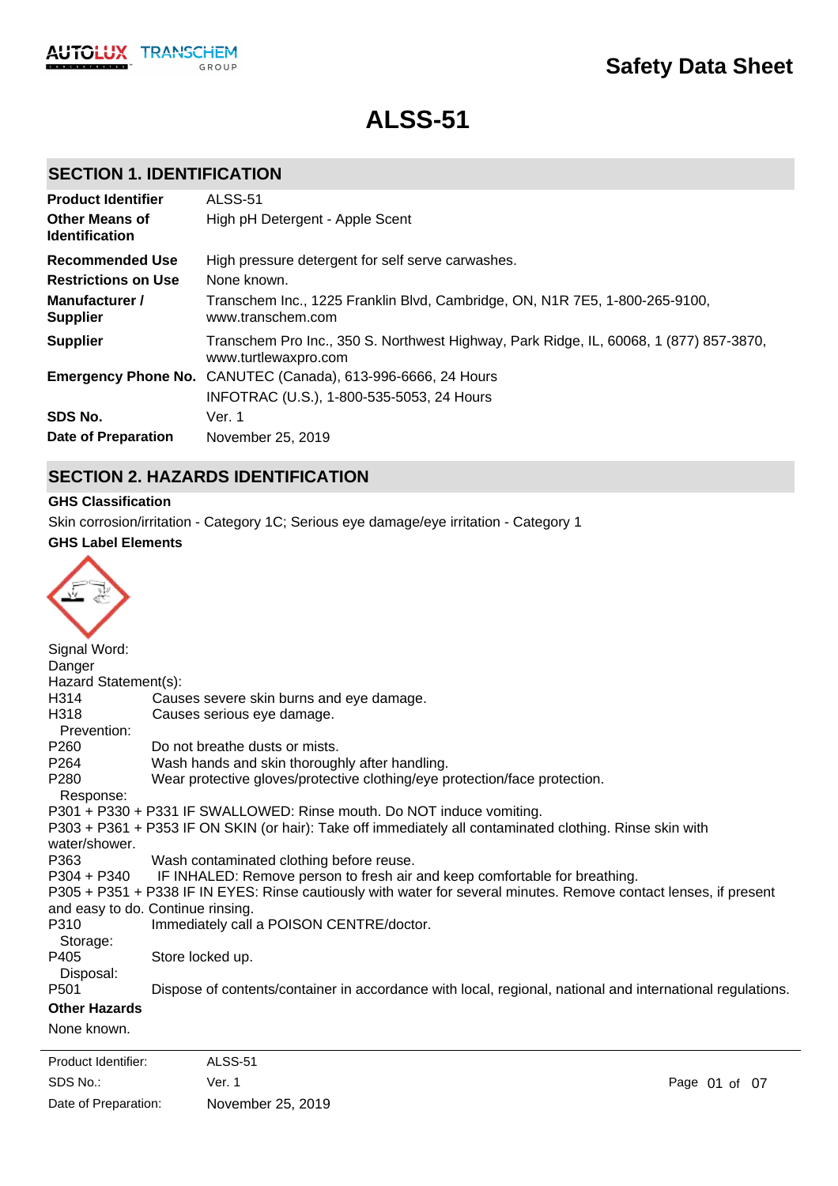Safety Data Sheet

# ALSS-51

## SECTION 1. IDENTIFICATION

| | |
|---|---|
| **Product Identifier** | ALSS-51 |
| **Other Means of Identification** | High pH Detergent - Apple Scent |
| **Recommended Use** | High pressure detergent for self serve carwashes. |
| **Restrictions on Use** | None known. |
| **Manufacturer / Supplier** | Transchem Inc., 1225 Franklin Blvd, Cambridge, ON, N1R 7E5, 1-800-265-9100, www.transchem.com |
| **Supplier** | Transchem Pro Inc., 350 S. Northwest Highway, Park Ridge, IL, 60068, 1 (877) 857-3870, www.turtlewaxpro.com |
| **Emergency Phone No.** | CANUTEC (Canada), 613-996-6666, 24 Hours |
| | INFOTRAC (U.S.), 1-800-535-5053, 24 Hours |
| **SDS No.** | Ver. 1 |
| **Date of Preparation** | November 25, 2019 |

## SECTION 2. HAZARDS IDENTIFICATION

### GHS Classification

Skin corrosion/irritation - Category 1C; Serious eye damage/eye irritation - Category 1

### GHS Label Elements

Signal Word:
Danger

Hazard Statement(s):

H314 Causes severe skin burns and eye damage.
H318 Causes serious eye damage.

Prevention:

P260 Do not breathe dusts or mists.
P264 Wash hands and skin thoroughly after handling.
P280 Wear protective gloves/protective clothing/eye protection/face protection.

Response:

P301 + P330 + P331 IF SWALLOWED: Rinse mouth. Do NOT induce vomiting.
P303 + P361 + P353 IF ON SKIN (or hair): Take off immediately all contaminated clothing. Rinse skin with water/shower.
P363 Wash contaminated clothing before reuse.
P304 + P340 IF INHALED: Remove person to fresh air and keep comfortable for breathing.
P305 + P351 + P338 IF IN EYES: Rinse cautiously with water for several minutes. Remove contact lenses, if present and easy to do. Continue rinsing.
P310 Immediately call a POISON CENTRE/doctor.

Storage:

P405 Store locked up.

Disposal:

P501 Dispose of contents/container in accordance with local, regional, national and international regulations.

### Other Hazards

None known.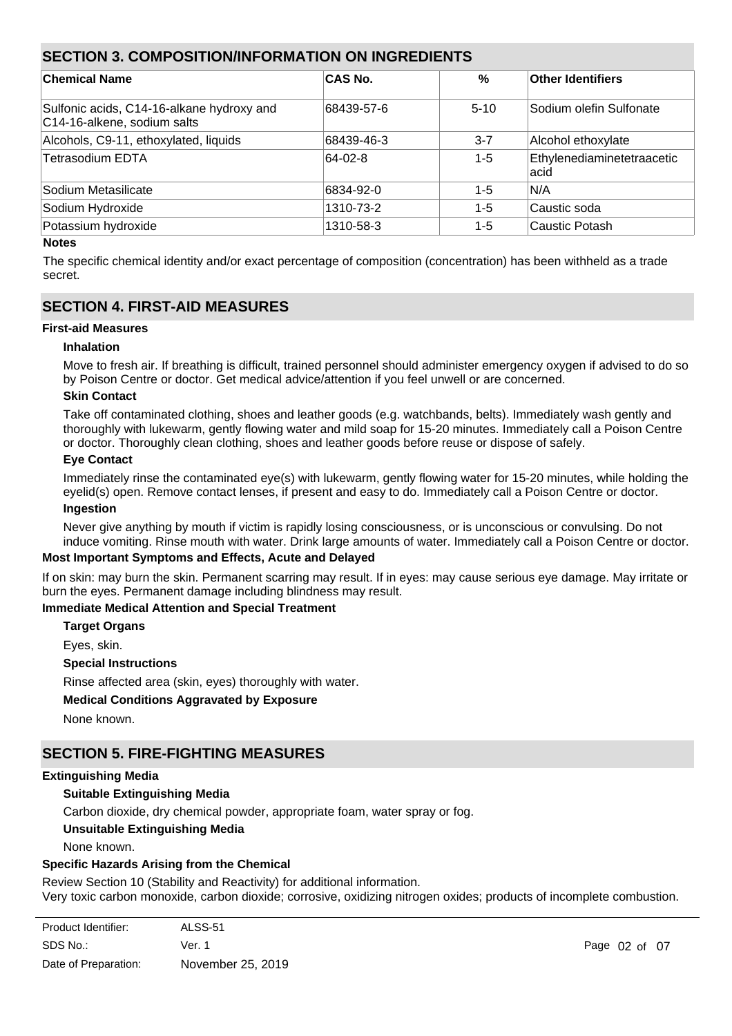## SECTION 3. COMPOSITION/INFORMATION ON INGREDIENTS

| Chemical Name | CAS No. | % | Other Identifiers |
|---|---|---|---|
| Sulfonic acids, C14-16-alkane hydroxy and C14-16-alkene, sodium salts | 68439-57-6 | 5-10 | Sodium olefin Sulfonate |
| Alcohols, C9-11, ethoxylated, liquids | 68439-46-3 | 3-7 | Alcohol ethoxylate |
| Tetrasodium EDTA | 64-02-8 | 1-5 | Ethylenediaminetetraacetic acid |
| Sodium Metasilicate | 6834-92-0 | 1-5 | N/A |
| Sodium Hydroxide | 1310-73-2 | 1-5 | Caustic soda |
| Potassium hydroxide | 1310-58-3 | 1-5 | Caustic Potash |

**Notes**

The specific chemical identity and/or exact percentage of composition (concentration) has been withheld as a trade secret.

## SECTION 4. FIRST-AID MEASURES

**First-aid Measures**

**Inhalation**

Move to fresh air. If breathing is difficult, trained personnel should administer emergency oxygen if advised to do so by Poison Centre or doctor. Get medical advice/attention if you feel unwell or are concerned.

**Skin Contact**

Take off contaminated clothing, shoes and leather goods (e.g. watchbands, belts). Immediately wash gently and thoroughly with lukewarm, gently flowing water and mild soap for 15-20 minutes. Immediately call a Poison Centre or doctor. Thoroughly clean clothing, shoes and leather goods before reuse or dispose of safely.

**Eye Contact**

Immediately rinse the contaminated eye(s) with lukewarm, gently flowing water for 15-20 minutes, while holding the eyelid(s) open. Remove contact lenses, if present and easy to do. Immediately call a Poison Centre or doctor.

**Ingestion**

Never give anything by mouth if victim is rapidly losing consciousness, or is unconscious or convulsing. Do not induce vomiting. Rinse mouth with water. Drink large amounts of water. Immediately call a Poison Centre or doctor.

**Most Important Symptoms and Effects, Acute and Delayed**

If on skin: may burn the skin. Permanent scarring may result. If in eyes: may cause serious eye damage. May irritate or burn the eyes. Permanent damage including blindness may result.

**Immediate Medical Attention and Special Treatment**

**Target Organs**

Eyes, skin.

**Special Instructions**

Rinse affected area (skin, eyes) thoroughly with water.

**Medical Conditions Aggravated by Exposure**

None known.

## SECTION 5. FIRE-FIGHTING MEASURES

**Extinguishing Media**

**Suitable Extinguishing Media**

Carbon dioxide, dry chemical powder, appropriate foam, water spray or fog.

**Unsuitable Extinguishing Media**

None known.

**Specific Hazards Arising from the Chemical**

Review Section 10 (Stability and Reactivity) for additional information.
Very toxic carbon monoxide, carbon dioxide; corrosive, oxidizing nitrogen oxides; products of incomplete combustion.

| | |
|---|---|
| Product Identifier: | ALSS-51 |
| SDS No.: | Ver. 1 |
| Date of Preparation: | November 25, 2019 |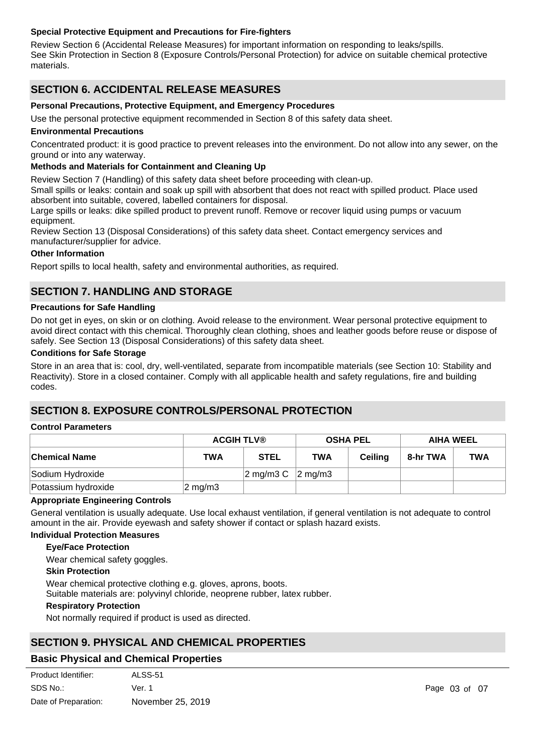**Special Protective Equipment and Precautions for Fire-fighters**

Review Section 6 (Accidental Release Measures) for important information on responding to leaks/spills.
See Skin Protection in Section 8 (Exposure Controls/Personal Protection) for advice on suitable chemical protective materials.

## SECTION 6. ACCIDENTAL RELEASE MEASURES

**Personal Precautions, Protective Equipment, and Emergency Procedures**

Use the personal protective equipment recommended in Section 8 of this safety data sheet.

**Environmental Precautions**

Concentrated product: it is good practice to prevent releases into the environment. Do not allow into any sewer, on the ground or into any waterway.

**Methods and Materials for Containment and Cleaning Up**

Review Section 7 (Handling) of this safety data sheet before proceeding with clean-up.
Small spills or leaks: contain and soak up spill with absorbent that does not react with spilled product. Place used absorbent into suitable, covered, labelled containers for disposal.
Large spills or leaks: dike spilled product to prevent runoff. Remove or recover liquid using pumps or vacuum equipment.
Review Section 13 (Disposal Considerations) of this safety data sheet. Contact emergency services and manufacturer/supplier for advice.

**Other Information**

Report spills to local health, safety and environmental authorities, as required.

## SECTION 7. HANDLING AND STORAGE

**Precautions for Safe Handling**

Do not get in eyes, on skin or on clothing. Avoid release to the environment. Wear personal protective equipment to avoid direct contact with this chemical. Thoroughly clean clothing, shoes and leather goods before reuse or dispose of safely. See Section 13 (Disposal Considerations) of this safety data sheet.

**Conditions for Safe Storage**

Store in an area that is: cool, dry, well-ventilated, separate from incompatible materials (see Section 10: Stability and Reactivity). Store in a closed container. Comply with all applicable health and safety regulations, fire and building codes.

## SECTION 8. EXPOSURE CONTROLS/PERSONAL PROTECTION

**Control Parameters**

| | ACGIH TLV® | | OSHA PEL | | AIHA WEEL | |
|---|---|---|---|---|---|---|
| **Chemical Name** | **TWA** | **STEL** | **TWA** | **Ceiling** | **8-hr TWA** | **TWA** |
| Sodium Hydroxide | | 2 mg/m3 C | 2 mg/m3 | | | |
| Potassium hydroxide | 2 mg/m3 | | | | | |

**Appropriate Engineering Controls**

General ventilation is usually adequate. Use local exhaust ventilation, if general ventilation is not adequate to control amount in the air. Provide eyewash and safety shower if contact or splash hazard exists.

**Individual Protection Measures**

**Eye/Face Protection**

Wear chemical safety goggles.

**Skin Protection**

Wear chemical protective clothing e.g. gloves, aprons, boots.
Suitable materials are: polyvinyl chloride, neoprene rubber, latex rubber.

**Respiratory Protection**

Not normally required if product is used as directed.

## SECTION 9. PHYSICAL AND CHEMICAL PROPERTIES

### Basic Physical and Chemical Properties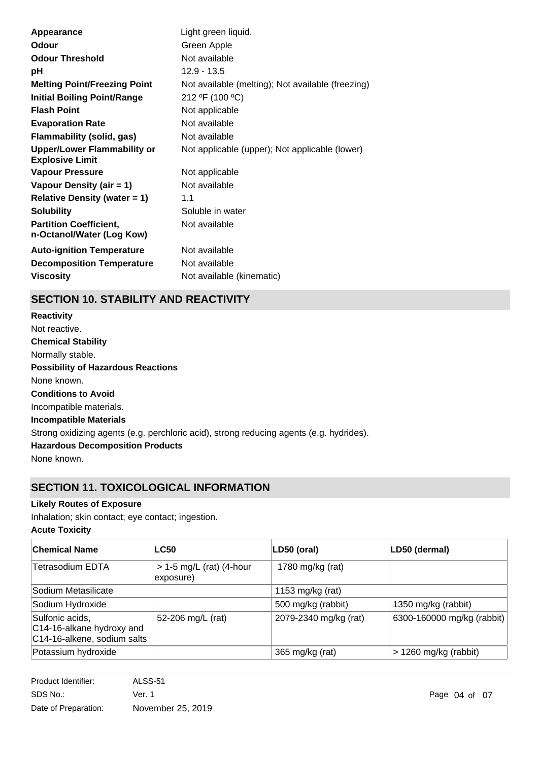| | |
|---|---|
| **Appearance** | Light green liquid. |
| **Odour** | Green Apple |
| **Odour Threshold** | Not available |
| **pH** | 12.9 - 13.5 |
| **Melting Point/Freezing Point** | Not available (melting); Not available (freezing) |
| **Initial Boiling Point/Range** | 212 ºF (100 ºC) |
| **Flash Point** | Not applicable |
| **Evaporation Rate** | Not available |
| **Flammability (solid, gas)** | Not available |
| **Upper/Lower Flammability or Explosive Limit** | Not applicable (upper); Not applicable (lower) |
| **Vapour Pressure** | Not applicable |
| **Vapour Density (air = 1)** | Not available |
| **Relative Density (water = 1)** | 1.1 |
| **Solubility** | Soluble in water |
| **Partition Coefficient, n-Octanol/Water (Log Kow)** | Not available |
| **Auto-ignition Temperature** | Not available |
| **Decomposition Temperature** | Not available |
| **Viscosity** | Not available (kinematic) |

## SECTION 10. STABILITY AND REACTIVITY

**Reactivity**

Not reactive.

**Chemical Stability**

Normally stable.

**Possibility of Hazardous Reactions**

None known.

**Conditions to Avoid**

Incompatible materials.

**Incompatible Materials**

Strong oxidizing agents (e.g. perchloric acid), strong reducing agents (e.g. hydrides).

**Hazardous Decomposition Products**

None known.

## SECTION 11. TOXICOLOGICAL INFORMATION

**Likely Routes of Exposure**

Inhalation; skin contact; eye contact; ingestion.

**Acute Toxicity**

| Chemical Name | LC50 | LD50 (oral) | LD50 (dermal) |
|---|---|---|---|
| Tetrasodium EDTA | > 1-5 mg/L (rat) (4-hour exposure) | 1780 mg/kg (rat) | |
| Sodium Metasilicate | | 1153 mg/kg (rat) | |
| Sodium Hydroxide | | 500 mg/kg (rabbit) | 1350 mg/kg (rabbit) |
| Sulfonic acids, C14-16-alkane hydroxy and C14-16-alkene, sodium salts | 52-206 mg/L (rat) | 2079-2340 mg/kg (rat) | 6300-160000 mg/kg (rabbit) |
| Potassium hydroxide | | 365 mg/kg (rat) | > 1260 mg/kg (rabbit) |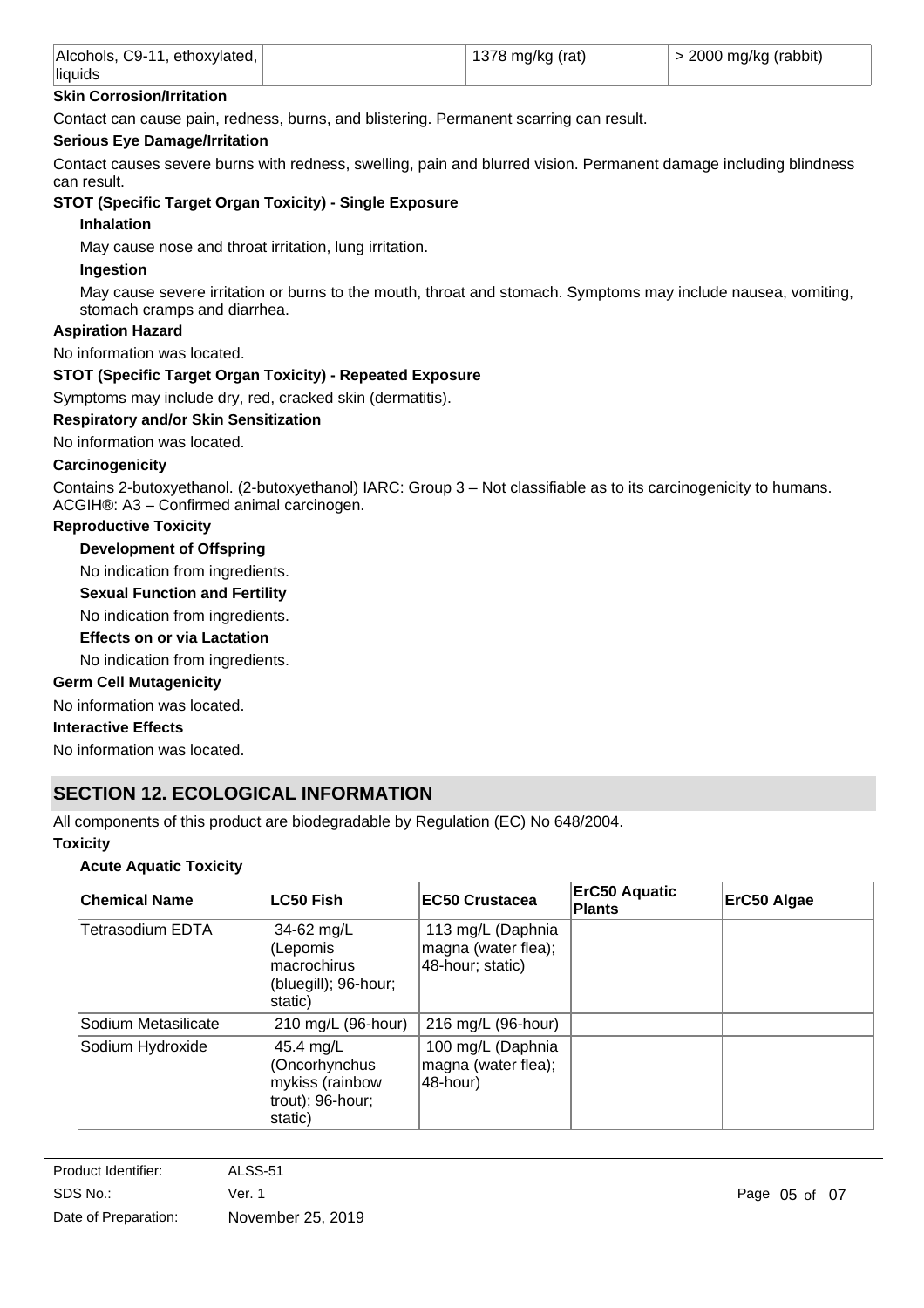| | | | |
|---|---|---|---|
| Alcohols, C9-11, ethoxylated, liquids | | 1378 mg/kg (rat) | > 2000 mg/kg (rabbit) |

**Skin Corrosion/Irritation**

Contact can cause pain, redness, burns, and blistering. Permanent scarring can result.

**Serious Eye Damage/Irritation**

Contact causes severe burns with redness, swelling, pain and blurred vision. Permanent damage including blindness can result.

**STOT (Specific Target Organ Toxicity) - Single Exposure**

**Inhalation**

May cause nose and throat irritation, lung irritation.

**Ingestion**

May cause severe irritation or burns to the mouth, throat and stomach. Symptoms may include nausea, vomiting, stomach cramps and diarrhea.

**Aspiration Hazard**

No information was located.

**STOT (Specific Target Organ Toxicity) - Repeated Exposure**

Symptoms may include dry, red, cracked skin (dermatitis).

**Respiratory and/or Skin Sensitization**

No information was located.

**Carcinogenicity**

Contains 2-butoxyethanol. (2-butoxyethanol) IARC: Group 3 – Not classifiable as to its carcinogenicity to humans. ACGIH®: A3 – Confirmed animal carcinogen.

**Reproductive Toxicity**

**Development of Offspring**

No indication from ingredients.

**Sexual Function and Fertility**

No indication from ingredients.

**Effects on or via Lactation**

No indication from ingredients.

**Germ Cell Mutagenicity**

No information was located.

**Interactive Effects**

No information was located.

## SECTION 12. ECOLOGICAL INFORMATION

All components of this product are biodegradable by Regulation (EC) No 648/2004.

**Toxicity**

**Acute Aquatic Toxicity**

| Chemical Name | LC50 Fish | EC50 Crustacea | ErC50 Aquatic Plants | ErC50 Algae |
|---|---|---|---|---|
| Tetrasodium EDTA | 34-62 mg/L (Lepomis macrochirus (bluegill); 96-hour; static) | 113 mg/L (Daphnia magna (water flea); 48-hour; static) | | |
| Sodium Metasilicate | 210 mg/L (96-hour) | 216 mg/L (96-hour) | | |
| Sodium Hydroxide | 45.4 mg/L (Oncorhynchus mykiss (rainbow trout); 96-hour; static) | 100 mg/L (Daphnia magna (water flea); 48-hour) | | |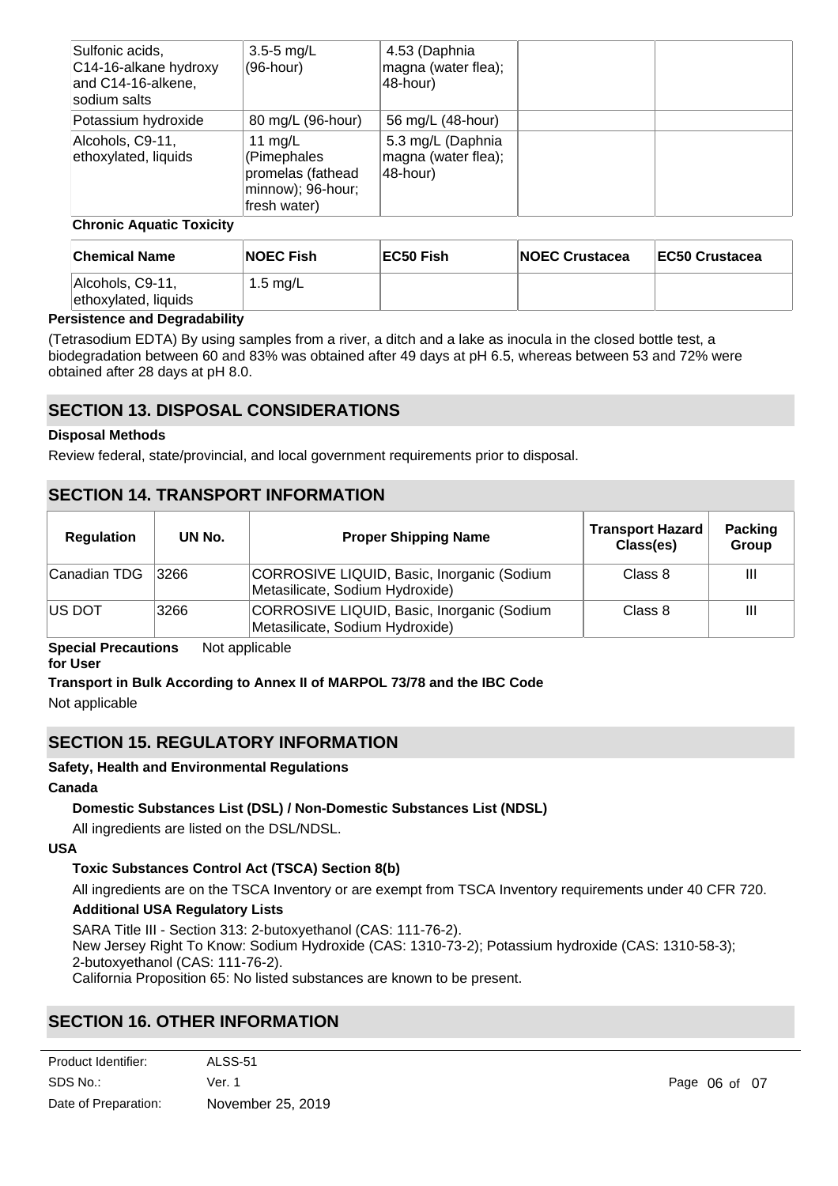| | | | | |
|---|---|---|---|---|
| Sulfonic acids, C14-16-alkane hydroxy and C14-16-alkene, sodium salts | 3.5-5 mg/L (96-hour) | 4.53 (Daphnia magna (water flea); 48-hour) | | |
| Potassium hydroxide | 80 mg/L (96-hour) | 56 mg/L (48-hour) | | |
| Alcohols, C9-11, ethoxylated, liquids | 11 mg/L (Pimephales promelas (fathead minnow); 96-hour; fresh water) | 5.3 mg/L (Daphnia magna (water flea); 48-hour) | | |

**Chronic Aquatic Toxicity**

| Chemical Name | NOEC Fish | EC50 Fish | NOEC Crustacea | EC50 Crustacea |
|---|---|---|---|---|
| Alcohols, C9-11, ethoxylated, liquids | 1.5 mg/L | | | |

**Persistence and Degradability**

(Tetrasodium EDTA) By using samples from a river, a ditch and a lake as inocula in the closed bottle test, a biodegradation between 60 and 83% was obtained after 49 days at pH 6.5, whereas between 53 and 72% were obtained after 28 days at pH 8.0.

## SECTION 13. DISPOSAL CONSIDERATIONS

**Disposal Methods**

Review federal, state/provincial, and local government requirements prior to disposal.

## SECTION 14. TRANSPORT INFORMATION

| Regulation | UN No. | Proper Shipping Name | Transport Hazard Class(es) | Packing Group |
|---|---|---|---|---|
| Canadian TDG | 3266 | CORROSIVE LIQUID, Basic, Inorganic (Sodium Metasilicate, Sodium Hydroxide) | Class 8 | III |
| US DOT | 3266 | CORROSIVE LIQUID, Basic, Inorganic (Sodium Metasilicate, Sodium Hydroxide) | Class 8 | III |

**Special Precautions for User** Not applicable

**Transport in Bulk According to Annex II of MARPOL 73/78 and the IBC Code**

Not applicable

## SECTION 15. REGULATORY INFORMATION

**Safety, Health and Environmental Regulations**

**Canada**

**Domestic Substances List (DSL) / Non-Domestic Substances List (NDSL)**

All ingredients are listed on the DSL/NDSL.

**USA**

**Toxic Substances Control Act (TSCA) Section 8(b)**

All ingredients are on the TSCA Inventory or are exempt from TSCA Inventory requirements under 40 CFR 720.

**Additional USA Regulatory Lists**

SARA Title III - Section 313: 2-butoxyethanol (CAS: 111-76-2).
New Jersey Right To Know: Sodium Hydroxide (CAS: 1310-73-2); Potassium hydroxide (CAS: 1310-58-3); 2-butoxyethanol (CAS: 111-76-2).
California Proposition 65: No listed substances are known to be present.

## SECTION 16. OTHER INFORMATION

| | |
|---|---|
| Product Identifier: | ALSS-51 |
| SDS No.: | Ver. 1 |
| Date of Preparation: | November 25, 2019 |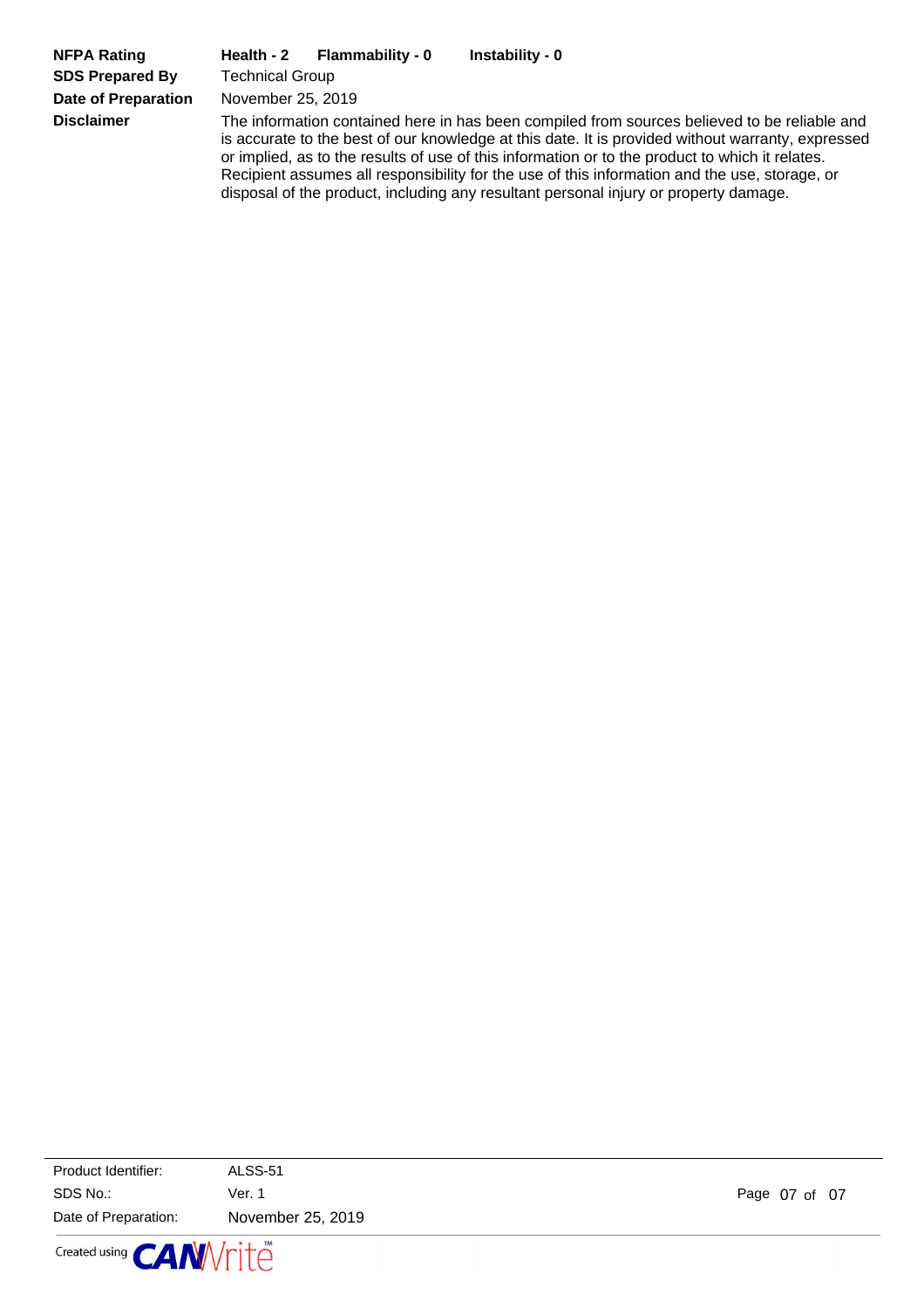| | |
|---|---|
| **NFPA Rating** | **Health - 2 Flammability - 0 Instability - 0** |
| **SDS Prepared By** | Technical Group |
| **Date of Preparation** | November 25, 2019 |
| **Disclaimer** | The information contained here in has been compiled from sources believed to be reliable and is accurate to the best of our knowledge at this date. It is provided without warranty, expressed or implied, as to the results of use of this information or to the product to which it relates. Recipient assumes all responsibility for the use of this information and the use, storage, or disposal of the product, including any resultant personal injury or property damage. |